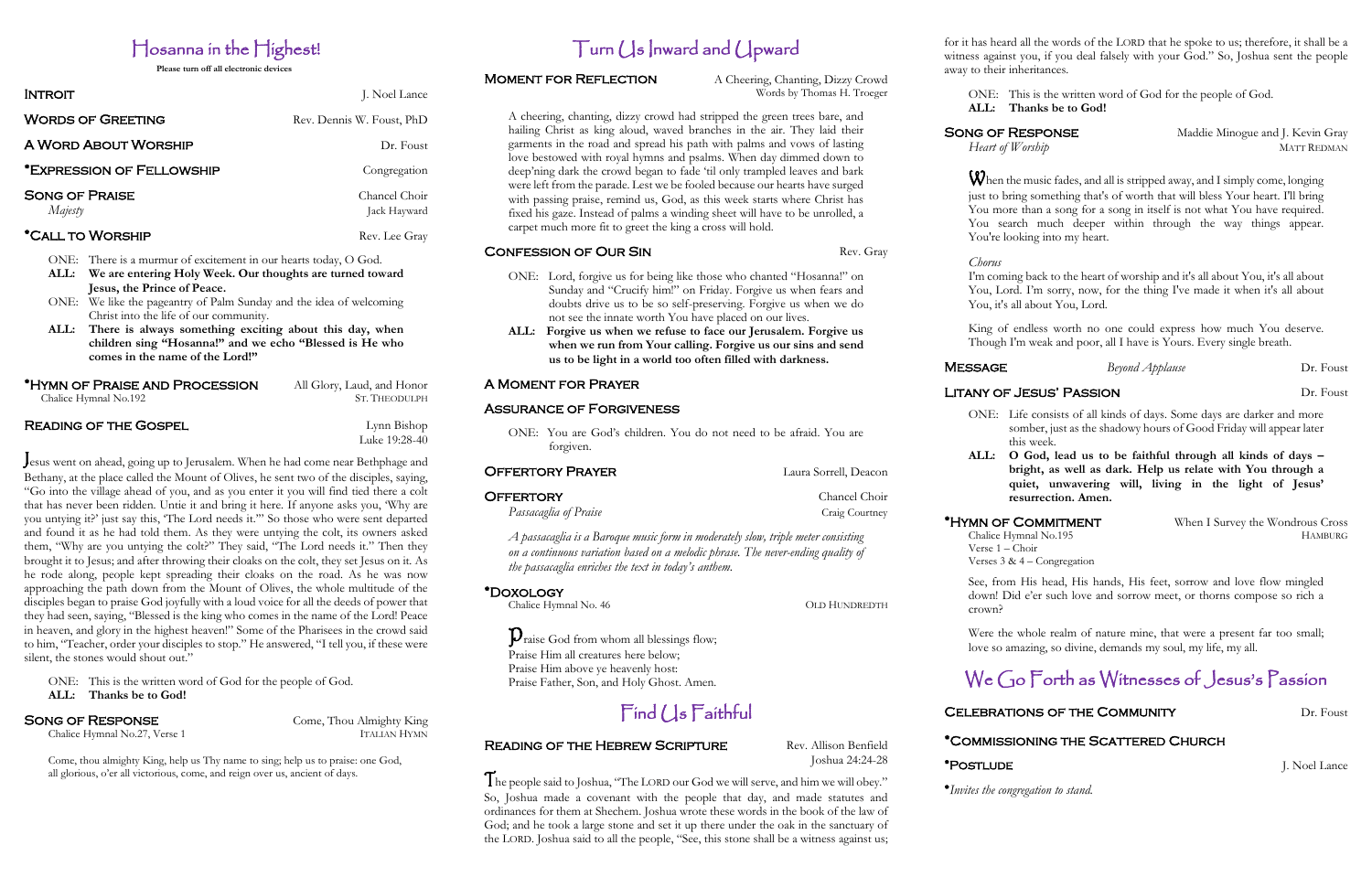# Hosanna in the Highest!

**Please turn off all electronic devices**

**INTROIT** — J. Noel Lance

**WORDS OF GREETING** — Rev. Dennis W. Foust, PhD

**A WORD ABOUT WORSHIP** — Dr. Foust

**\*EXPRESSION OF FELLOWSHIP** — Congregation

**SONG OF PRAISE** — Chancel Choir
*Majesty* — Jack Hayward

**\*CALL TO WORSHIP** — Rev. Lee Gray

ONE: There is a murmur of excitement in our hearts today, O God.
**ALL: We are entering Holy Week. Our thoughts are turned toward Jesus, the Prince of Peace.**
ONE: We like the pageantry of Palm Sunday and the idea of welcoming Christ into the life of our community.
**ALL: There is always something exciting about this day, when children sing "Hosanna!" and we echo "Blessed is He who comes in the name of the Lord!"**

**\*HYMN OF PRAISE AND PROCESSION** — All Glory, Laud, and Honor
Chalice Hymnal No.192 — ST. THEODULPH

**READING OF THE GOSPEL** — Lynn Bishop
Luke 19:28-40

Jesus went on ahead, going up to Jerusalem. When he had come near Bethphage and Bethany, at the place called the Mount of Olives, he sent two of the disciples, saying, "Go into the village ahead of you, and as you enter it you will find tied there a colt that has never been ridden. Untie it and bring it here. If anyone asks you, 'Why are you untying it?' just say this, 'The Lord needs it.'" So those who were sent departed and found it as he had told them. As they were untying the colt, its owners asked them, "Why are you untying the colt?" They said, "The Lord needs it." Then they brought it to Jesus; and after throwing their cloaks on the colt, they set Jesus on it. As he rode along, people kept spreading their cloaks on the road. As he was now approaching the path down from the Mount of Olives, the whole multitude of the disciples began to praise God joyfully with a loud voice for all the deeds of power that they had seen, saying, "Blessed is the king who comes in the name of the Lord! Peace in heaven, and glory in the highest heaven!" Some of the Pharisees in the crowd said to him, "Teacher, order your disciples to stop." He answered, "I tell you, if these were silent, the stones would shout out."

ONE: This is the written word of God for the people of God.
**ALL: Thanks be to God!**

**SONG OF RESPONSE** — Come, Thou Almighty King
Chalice Hymnal No.27, Verse 1 — ITALIAN HYMN

Come, thou almighty King, help us Thy name to sing; help us to praise: one God, all glorious, o'er all victorious, come, and reign over us, ancient of days.

# Turn Us Inward and Upward

**MOMENT FOR REFLECTION** — A Cheering, Chanting, Dizzy Crowd
Words by Thomas H. Troeger

A cheering, chanting, dizzy crowd had stripped the green trees bare, and hailing Christ as king aloud, waved branches in the air. They laid their garments in the road and spread his path with palms and vows of lasting love bestowed with royal hymns and psalms. When day dimmed down to deep'ning dark the crowd began to fade 'til only trampled leaves and bark were left from the parade. Lest we be fooled because our hearts have surged with passing praise, remind us, God, as this week starts where Christ has fixed his gaze. Instead of palms a winding sheet will have to be unrolled, a carpet much more fit to greet the king a cross will hold.

**CONFESSION OF OUR SIN** — Rev. Gray

ONE: Lord, forgive us for being like those who chanted "Hosanna!" on Sunday and "Crucify him!" on Friday. Forgive us when fears and doubts drive us to be so self-preserving. Forgive us when we do not see the innate worth You have placed on our lives.
**ALL: Forgive us when we refuse to face our Jerusalem. Forgive us when we run from Your calling. Forgive us our sins and send us to be light in a world too often filled with darkness.**

**A MOMENT FOR PRAYER**

**ASSURANCE OF FORGIVENESS**

ONE: You are God's children. You do not need to be afraid. You are forgiven.

**OFFERTORY PRAYER** — Laura Sorrell, Deacon

**OFFERTORY** — Chancel Choir
*Passacaglia of Praise* — Craig Courtney

*A passacaglia is a Baroque music form in moderately slow, triple meter consisting on a continuous variation based on a melodic phrase. The never-ending quality of the passacaglia enriches the text in today's anthem.*

**\*DOXOLOGY**
Chalice Hymnal No. 46 — OLD HUNDREDTH

Praise God from whom all blessings flow;
Praise Him all creatures here below;
Praise Him above ye heavenly host:
Praise Father, Son, and Holy Ghost. Amen.

# Find Us Faithful

**READING OF THE HEBREW SCRIPTURE** — Rev. Allison Benfield
Joshua 24:24-28

The people said to Joshua, "The LORD our God we will serve, and him we will obey." So, Joshua made a covenant with the people that day, and made statutes and ordinances for them at Shechem. Joshua wrote these words in the book of the law of God; and he took a large stone and set it up there under the oak in the sanctuary of the LORD. Joshua said to all the people, "See, this stone shall be a witness against us; for it has heard all the words of the LORD that he spoke to us; therefore, it shall be a witness against you, if you deal falsely with your God." So, Joshua sent the people away to their inheritances.

ONE: This is the written word of God for the people of God.
**ALL: Thanks be to God!**

**SONG OF RESPONSE** — Maddie Minogue and J. Kevin Gray
*Heart of Worship* — MATT REDMAN

When the music fades, and all is stripped away, and I simply come, longing just to bring something that's of worth that will bless Your heart. I'll bring You more than a song for a song in itself is not what You have required. You search much deeper within through the way things appear. You're looking into my heart.

*Chorus*
I'm coming back to the heart of worship and it's all about You, it's all about You, Lord. I'm sorry, now, for the thing I've made it when it's all about You, it's all about You, Lord.

King of endless worth no one could express how much You deserve. Though I'm weak and poor, all I have is Yours. Every single breath.

**MESSAGE** — *Beyond Applause* — Dr. Foust

**LITANY OF JESUS' PASSION** — Dr. Foust

ONE: Life consists of all kinds of days. Some days are darker and more somber, just as the shadowy hours of Good Friday will appear later this week.
**ALL: O God, lead us to be faithful through all kinds of days – bright, as well as dark. Help us relate with You through a quiet, unwavering will, living in the light of Jesus' resurrection. Amen.**

**\*HYMN OF COMMITMENT** — When I Survey the Wondrous Cross
Chalice Hymnal No.195 — HAMBURG
Verse 1 – Choir
Verses 3 & 4 – Congregation

See, from His head, His hands, His feet, sorrow and love flow mingled down! Did e'er such love and sorrow meet, or thorns compose so rich a crown?

Were the whole realm of nature mine, that were a present far too small; love so amazing, so divine, demands my soul, my life, my all.

# We Go Forth as Witnesses of Jesus's Passion

**CELEBRATIONS OF THE COMMUNITY** — Dr. Foust

**\*COMMISSIONING THE SCATTERED CHURCH**

**\*POSTLUDE** — J. Noel Lance

\**Invites the congregation to stand.*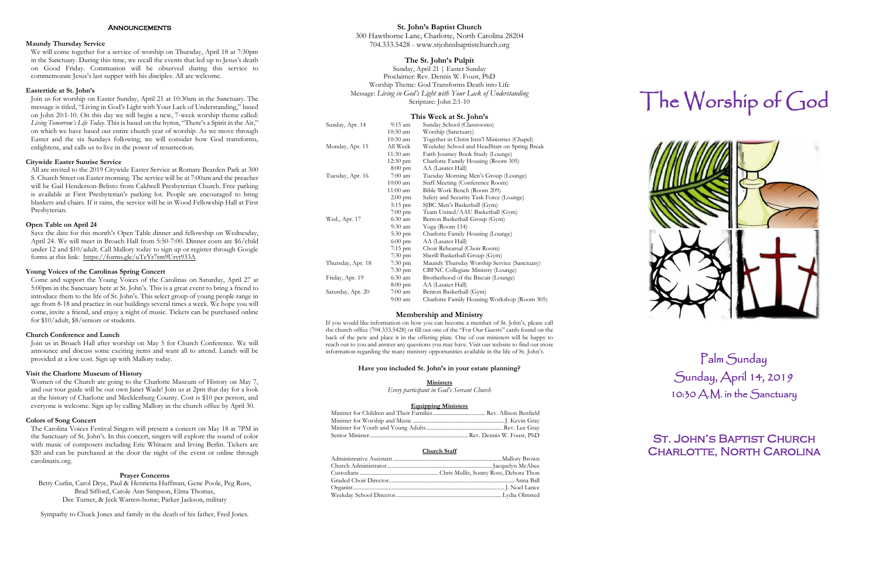## Announcements

### Maundy Thursday Service

We will come together for a service of worship on Thursday, April 18 at 7:30pm in the Sanctuary. During this time, we recall the events that led up to Jesus's death on Good Friday. Communion will be observed during this service to commemorate Jesus's last supper with his disciples. All are welcome.

### Eastertide at St. John's

Join us for worship on Easter Sunday, April 21 at 10:30am in the Sanctuary. The message is titled, "Living in God's Light with Your Lack of Understanding," based on John 20:1-10. On this day we will begin a new, 7-week worship theme called: *Living Tomorrow's Life Today*. This is based on the hymn, "There's a Spirit in the Air," on which we have based our entire church year of worship. As we move through Easter and the six Sundays following, we will consider how God transforms, enlightens, and calls us to live in the power of resurrection.

### Citywide Easter Sunrise Service

All are invited to the 2019 Citywide Easter Service at Romare Bearden Park at 300 S. Church Street on Easter morning. The service will be at 7:00am and the preacher will be Gail Henderson-Belisto from Caldwell Presbyterian Church. Free parking is available at First Presbyterian's parking lot. People are encouraged to bring blankets and chairs. If it rains, the service will be in Wood Fellowship Hall at First Presbyterian.

### Open Table on April 24

Save the date for this month's Open Table dinner and fellowship on Wednesday, April 24. We will meet in Broach Hall from 5:50-7:00. Dinner costs are $6/child under 12 and $10/adult. Call Mallory today to sign up or register through Google forms at this link: https://forms.gle/uTeYr7tm9Uryt933A

### Young Voices of the Carolinas Spring Concert

Come and support the Young Voices of the Carolinas on Saturday, April 27 at 5:00pm in the Sanctuary here at St. John's. This is a great event to bring a friend to introduce them to the life of St. John's. This select group of young people range in age from 8-18 and practice in our buildings several times a week. We hope you will come, invite a friend, and enjoy a night of music. Tickets can be purchased online for $10/adult, $8/seniors or students.

### Church Conference and Lunch

Join us in Broach Hall after worship on May 5 for Church Conference. We will announce and discuss some exciting items and want all to attend. Lunch will be provided at a low cost. Sign up with Mallory today.

### Visit the Charlotte Museum of History

Women of the Church are going to the Charlotte Museum of History on May 7, and our tour guide will be our own Janet Wade! Join us at 2pm that day for a look at the history of Charlotte and Mecklenburg County. Cost is $10 per person, and everyone is welcome. Sign up by calling Mallory in the church office by April 30.

### Colors of Song Concert

The Carolina Voices Festival Singers will present a concert on May 18 at 7PM in the Sanctuary of St. John's. In this concert, singers will explore the sound of color with music of composers including Eric Whitacre and Irving Berlin. Tickets are $20 and can be purchased at the door the night of the event or online through carolinatix.org.

### Prayer Concerns

Betty Curlin, Carol Drye, Paul & Henrietta Huffman, Gene Poole, Peg Russ, Brad Sifford, Carole Ann Simpson, Elma Thomas, Dee Turner, & Jeck Warren-home; Parker Jackson, military

Sympathy to Chuck Jones and family in the death of his father, Fred Jones.

**St. John's Baptist Church**
300 Hawthorne Lane, Charlotte, North Carolina 28204
704.333.5428 - www.stjohnsbaptistchurch.org

### The St. John's Pulpit

Sunday, April 21 | Easter Sunday
Proclaimer: Rev. Dennis W. Foust, PhD
Worship Theme: God Transforms Death into Life
Message: *Living in God's Light with Your Lack of Understanding*
Scripture: John 2:1-10

### This Week at St. John's

| | | |
|---|---|---|
| Sunday, Apr. 14 | 9:15 am | Sunday School (Classrooms) |
| | 10:30 am | Worship (Sanctuary) |
| | 10:30 am | Together in Christ Intn'l Ministries (Chapel) |
| Monday, Apr. 15 | All Week | Weekday School and HeadStart on Spring Break |
| | 11:30 am | Faith Journey Book Study (Lounge) |
| | 12:30 pm | Charlotte Family Housing (Room 305) |
| | 8:00 pm | AA (Lasater Hall) |
| Tuesday, Apr. 16 | 7:00 am | Tuesday Morning Men's Group (Lounge) |
| | 10:00 am | Staff Meeting (Conference Room) |
| | 11:00 am | Bible Work Bench (Room 209) |
| | 2:00 pm | Safety and Security Task Force (Lounge) |
| | 5:15 pm | SJBC Men's Basketball (Gym) |
| | 7:00 pm | Team United/AAU Basketball (Gym) |
| Wed., Apr. 17 | 6:30 am | Benton Basketball Group (Gym) |
| | 9:30 am | Yoga (Room 114) |
| | 5:30 pm | Charlotte Family Housing (Lounge) |
| | 6:00 pm | AA (Lasater Hall) |
| | 7:15 pm | Choir Rehearsal (Choir Room) |
| | 7:30 pm | Sherill Basketball Group (Gym) |
| Thursday, Apr. 18 | 7:30 pm | Maundy Thursday Worship Service (Sanctuary) |
| | 7:30 pm | CBFNC Collegiate Ministry (Lounge) |
| Friday, Apr. 19 | 6:30 am | Brotherhood of the Biscuit (Lounge) |
| | 8:00 pm | AA (Lasater Hall) |
| Saturday, Apr. 20 | 7:00 am | Benton Basketball (Gym) |
| | 9:00 am | Charlotte Family Housing Workshop (Room 305) |

### Membership and Ministry

If you would like information on how you can become a member of St. John's, please call the church office (704.333.5428) or fill out one of the "For Our Guests" cards found on the back of the pew and place it in the offering plate. One of our ministers will be happy to reach out to you and answer any questions you may have. Visit our website to find out more information regarding the many ministry opportunities available in the life of St. John's.

**Have you included St. John's in your estate planning?**

**Ministers**
*Every participant in God's Servant Church*

**Equipping Ministers**

Minister for Children and Their Families.......Rev. Allison Benfield
Minister for Worship and Music.......J. Kevin Gray
Minister for Youth and Young Adults.......Rev. Lee Gray
Senior Minister.......Rev. Dennis W. Foust, PhD

**Church Staff**

Administrative Assistant.......Mallory Brown
Church Administrator.......Jacquelyn McAbee
Custodians.......Chris Mullis, Sonny Ross, Debora Thon
Graded Choir Director.......Anna Ball
Organist.......J. Noel Lance
Weekday School Director.......Lydia Olmsted

# The Worship of God

Palm Sunday
Sunday, April 14, 2019
10:30 A.M. in the Sanctuary

**ST. JOHN'S BAPTIST CHURCH**
**CHARLOTTE, NORTH CAROLINA**